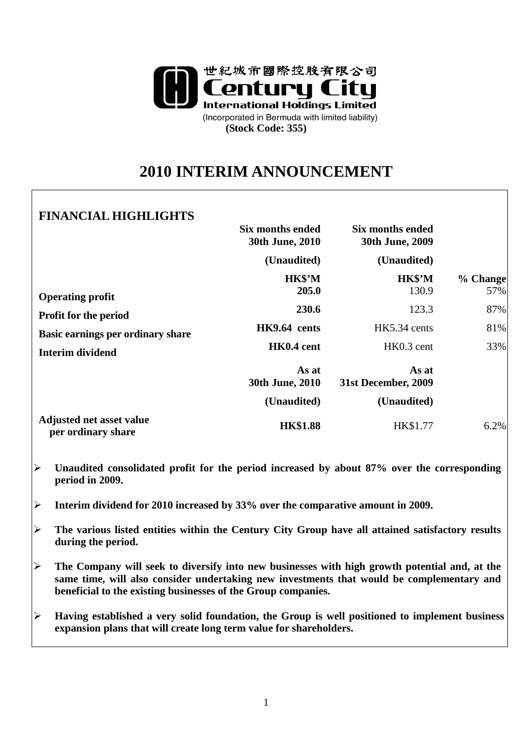世紀城市國際控股有限公司

**Century City International Holdings Limited**

(Incorporated in Bermuda with limited liability)

**(Stock Code: 355)**

# 2010 INTERIM ANNOUNCEMENT

## FINANCIAL HIGHLIGHTS

| | Six months ended 30th June, 2010 | Six months ended 30th June, 2009 | |
|---|---|---|---|
| | (Unaudited) | (Unaudited) | |
| | HK$'M | HK$'M | % Change |
| **Operating profit** | **205.0** | 130.9 | 57% |
| **Profit for the period** | **230.6** | 123.3 | 87% |
| **Basic earnings per ordinary share** | **HK9.64 cents** | HK5.34 cents | 81% |
| **Interim dividend** | **HK0.4 cent** | HK0.3 cent | 33% |
| | **As at 30th June, 2010** | **As at 31st December, 2009** | |
| | (Unaudited) | (Unaudited) | |
| **Adjusted net asset value per ordinary share** | **HK$1.88** | HK$1.77 | 6.2% |

- **Unaudited consolidated profit for the period increased by about 87% over the corresponding period in 2009.**
- **Interim dividend for 2010 increased by 33% over the comparative amount in 2009.**
- **The various listed entities within the Century City Group have all attained satisfactory results during the period.**
- **The Company will seek to diversify into new businesses with high growth potential and, at the same time, will also consider undertaking new investments that would be complementary and beneficial to the existing businesses of the Group companies.**
- **Having established a very solid foundation, the Group is well positioned to implement business expansion plans that will create long term value for shareholders.**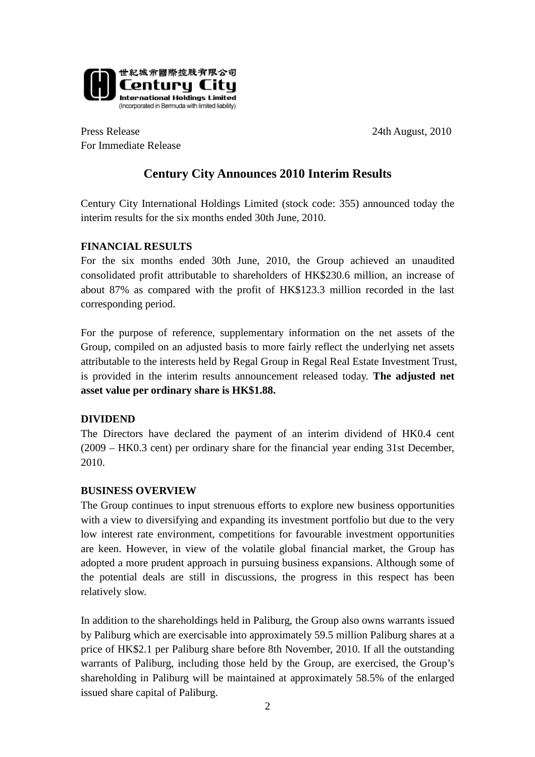世紀城市國際控股有限公司
**Century City**
**International Holdings Limited**
(Incorporated in Bermuda with limited liability)

Press Release
For Immediate Release

24th August, 2010

# Century City Announces 2010 Interim Results

Century City International Holdings Limited (stock code: 355) announced today the interim results for the six months ended 30th June, 2010.

**FINANCIAL RESULTS**

For the six months ended 30th June, 2010, the Group achieved an unaudited consolidated profit attributable to shareholders of HK$230.6 million, an increase of about 87% as compared with the profit of HK$123.3 million recorded in the last corresponding period.

For the purpose of reference, supplementary information on the net assets of the Group, compiled on an adjusted basis to more fairly reflect the underlying net assets attributable to the interests held by Regal Group in Regal Real Estate Investment Trust, is provided in the interim results announcement released today. **The adjusted net asset value per ordinary share is HK$1.88.**

**DIVIDEND**

The Directors have declared the payment of an interim dividend of HK0.4 cent (2009 – HK0.3 cent) per ordinary share for the financial year ending 31st December, 2010.

**BUSINESS OVERVIEW**

The Group continues to input strenuous efforts to explore new business opportunities with a view to diversifying and expanding its investment portfolio but due to the very low interest rate environment, competitions for favourable investment opportunities are keen. However, in view of the volatile global financial market, the Group has adopted a more prudent approach in pursuing business expansions. Although some of the potential deals are still in discussions, the progress in this respect has been relatively slow.

In addition to the shareholdings held in Paliburg, the Group also owns warrants issued by Paliburg which are exercisable into approximately 59.5 million Paliburg shares at a price of HK$2.1 per Paliburg share before 8th November, 2010. If all the outstanding warrants of Paliburg, including those held by the Group, are exercised, the Group's shareholding in Paliburg will be maintained at approximately 58.5% of the enlarged issued share capital of Paliburg.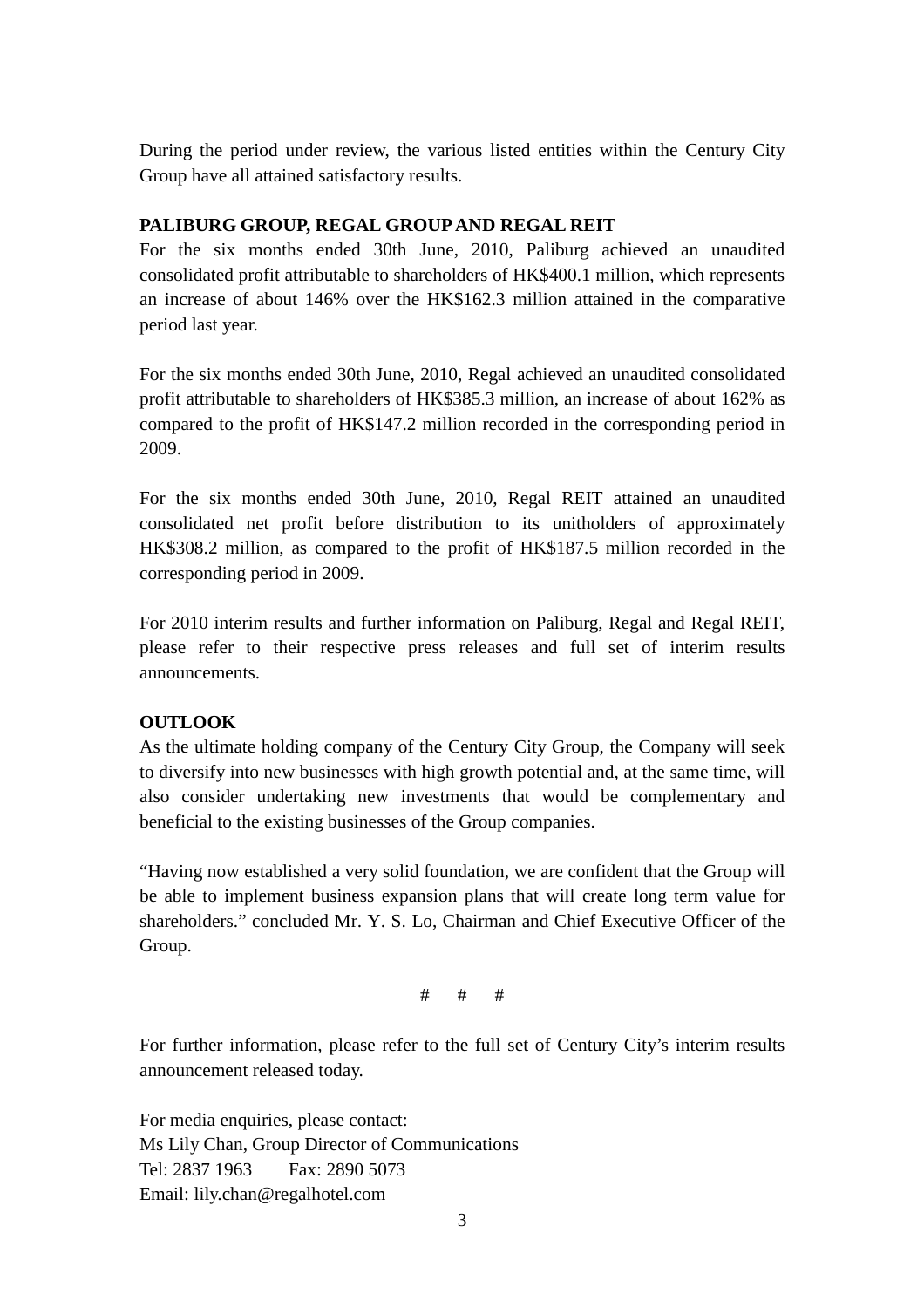During the period under review, the various listed entities within the Century City Group have all attained satisfactory results.

**PALIBURG GROUP, REGAL GROUP AND REGAL REIT**

For the six months ended 30th June, 2010, Paliburg achieved an unaudited consolidated profit attributable to shareholders of HK$400.1 million, which represents an increase of about 146% over the HK$162.3 million attained in the comparative period last year.

For the six months ended 30th June, 2010, Regal achieved an unaudited consolidated profit attributable to shareholders of HK$385.3 million, an increase of about 162% as compared to the profit of HK$147.2 million recorded in the corresponding period in 2009.

For the six months ended 30th June, 2010, Regal REIT attained an unaudited consolidated net profit before distribution to its unitholders of approximately HK$308.2 million, as compared to the profit of HK$187.5 million recorded in the corresponding period in 2009.

For 2010 interim results and further information on Paliburg, Regal and Regal REIT, please refer to their respective press releases and full set of interim results announcements.

**OUTLOOK**

As the ultimate holding company of the Century City Group, the Company will seek to diversify into new businesses with high growth potential and, at the same time, will also consider undertaking new investments that would be complementary and beneficial to the existing businesses of the Group companies.

"Having now established a very solid foundation, we are confident that the Group will be able to implement business expansion plans that will create long term value for shareholders." concluded Mr. Y. S. Lo, Chairman and Chief Executive Officer of the Group.

# # #

For further information, please refer to the full set of Century City's interim results announcement released today.

For media enquiries, please contact:
Ms Lily Chan, Group Director of Communications
Tel: 2837 1963 Fax: 2890 5073
Email: lily.chan@regalhotel.com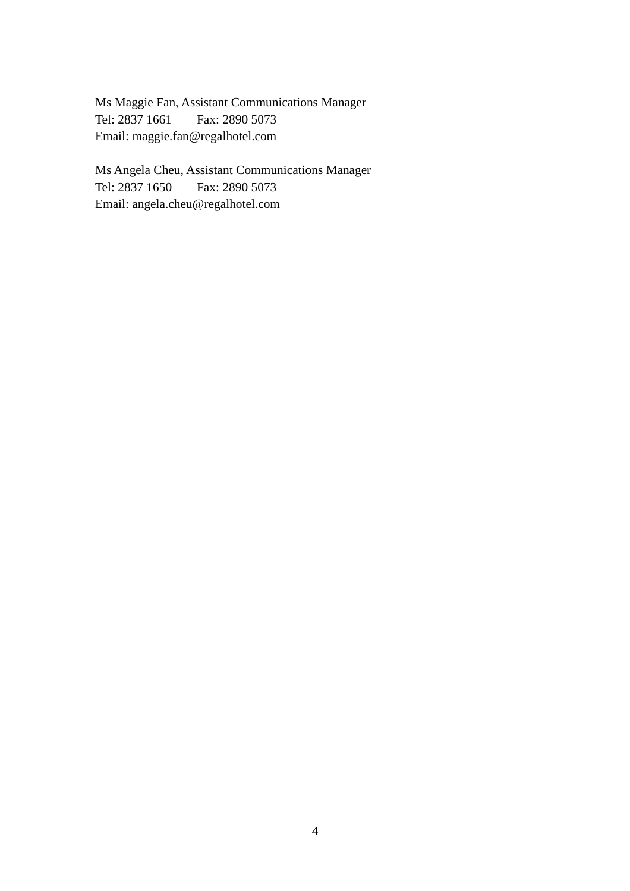Ms Maggie Fan, Assistant Communications Manager  
Tel: 2837 1661  Fax: 2890 5073  
Email: maggie.fan@regalhotel.com

Ms Angela Cheu, Assistant Communications Manager  
Tel: 2837 1650  Fax: 2890 5073  
Email: angela.cheu@regalhotel.com